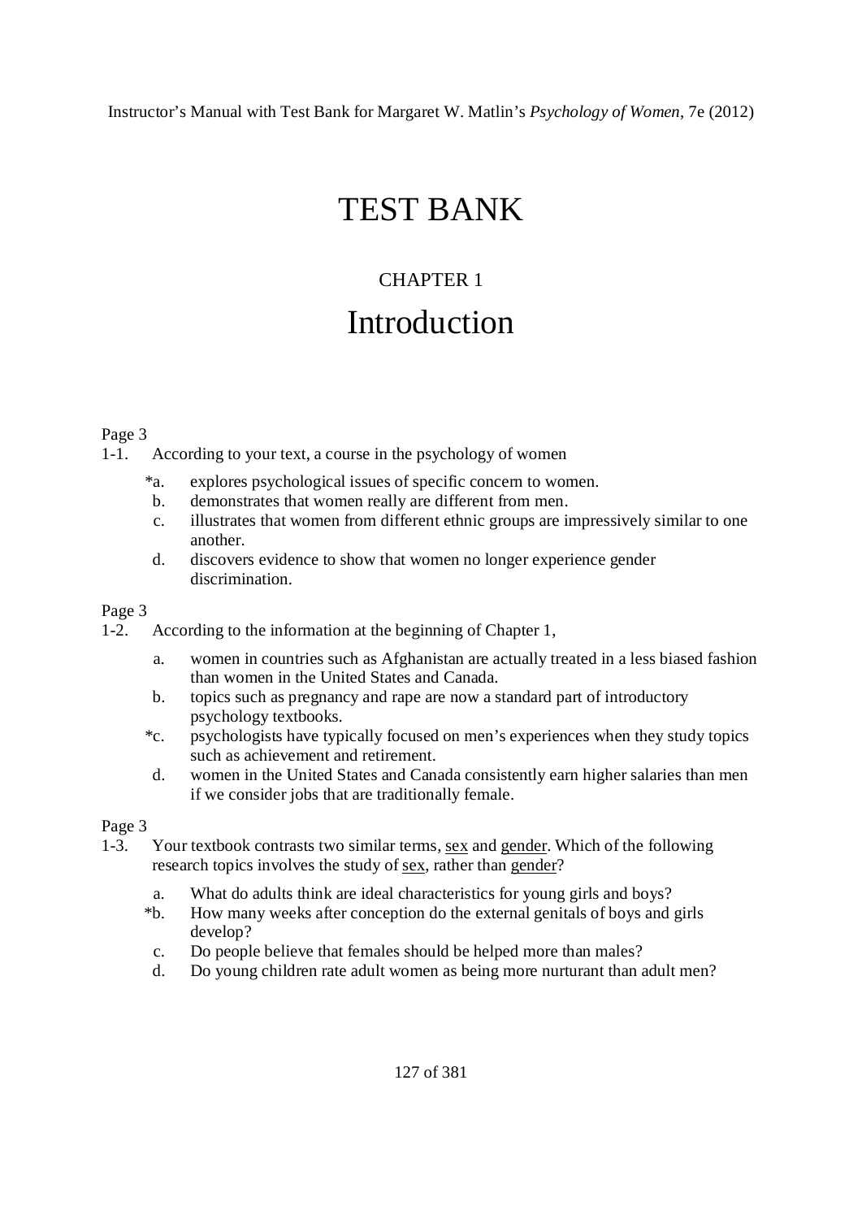Instructor's Manual with Test Bank for Margaret W. Matlin's *Psychology of Women*, 7e (2012)

# TEST BANK

## CHAPTER 1

# Introduction

Page 3

1-1. According to your text, a course in the psychology of women

*a. explores psychological issues of specific concern to women.
b. demonstrates that women really are different from men.
c. illustrates that women from different ethnic groups are impressively similar to one another.
d. discovers evidence to show that women no longer experience gender discrimination.

Page 3

1-2. According to the information at the beginning of Chapter 1,

a. women in countries such as Afghanistan are actually treated in a less biased fashion than women in the United States and Canada.
b. topics such as pregnancy and rape are now a standard part of introductory psychology textbooks.
*c. psychologists have typically focused on men's experiences when they study topics such as achievement and retirement.
d. women in the United States and Canada consistently earn higher salaries than men if we consider jobs that are traditionally female.

Page 3

1-3. Your textbook contrasts two similar terms, <u>sex</u> and <u>gender</u>. Which of the following research topics involves the study of <u>sex</u>, rather than <u>gender</u>?

a. What do adults think are ideal characteristics for young girls and boys?
*b. How many weeks after conception do the external genitals of boys and girls develop?
c. Do people believe that females should be helped more than males?
d. Do young children rate adult women as being more nurturant than adult men?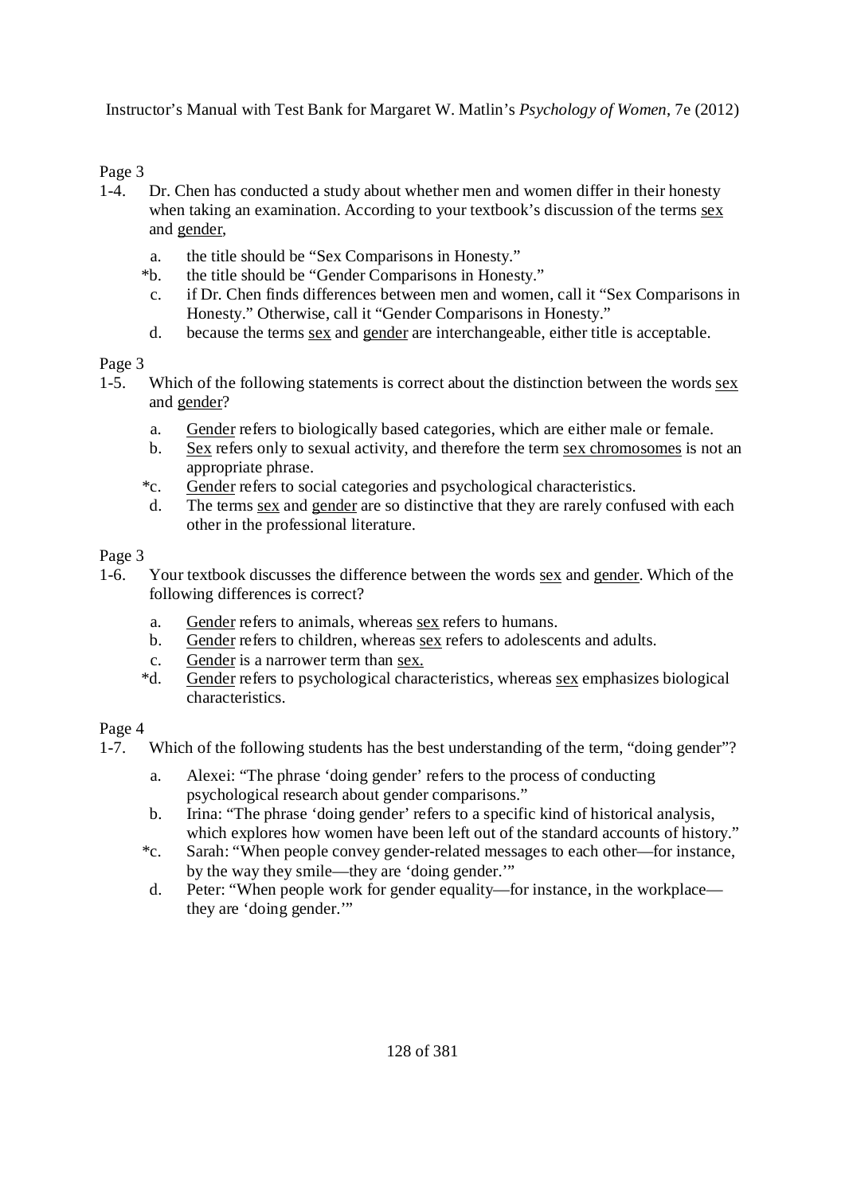Page 3

1-4. Dr. Chen has conducted a study about whether men and women differ in their honesty when taking an examination. According to your textbook's discussion of the terms <u>sex</u> and <u>gender</u>,

a. the title should be "Sex Comparisons in Honesty."
*b. the title should be "Gender Comparisons in Honesty."
c. if Dr. Chen finds differences between men and women, call it "Sex Comparisons in Honesty." Otherwise, call it "Gender Comparisons in Honesty."
d. because the terms <u>sex</u> and <u>gender</u> are interchangeable, either title is acceptable.

Page 3

1-5. Which of the following statements is correct about the distinction between the words <u>sex</u> and <u>gender</u>?

a. <u>Gender</u> refers to biologically based categories, which are either male or female.
b. <u>Sex</u> refers only to sexual activity, and therefore the term <u>sex chromosomes</u> is not an appropriate phrase.
*c. <u>Gender</u> refers to social categories and psychological characteristics.
d. The terms <u>sex</u> and <u>gender</u> are so distinctive that they are rarely confused with each other in the professional literature.

Page 3

1-6. Your textbook discusses the difference between the words <u>sex</u> and <u>gender</u>. Which of the following differences is correct?

a. <u>Gender</u> refers to animals, whereas <u>sex</u> refers to humans.
b. <u>Gender</u> refers to children, whereas <u>sex</u> refers to adolescents and adults.
c. <u>Gender</u> is a narrower term than <u>sex.</u>
*d. <u>Gender</u> refers to psychological characteristics, whereas <u>sex</u> emphasizes biological characteristics.

Page 4

1-7. Which of the following students has the best understanding of the term, "doing gender"?

a. Alexei: "The phrase 'doing gender' refers to the process of conducting psychological research about gender comparisons."
b. Irina: "The phrase 'doing gender' refers to a specific kind of historical analysis, which explores how women have been left out of the standard accounts of history."
*c. Sarah: "When people convey gender-related messages to each other—for instance, by the way they smile—they are 'doing gender.'"
d. Peter: "When people work for gender equality—for instance, in the workplace—they are 'doing gender.'"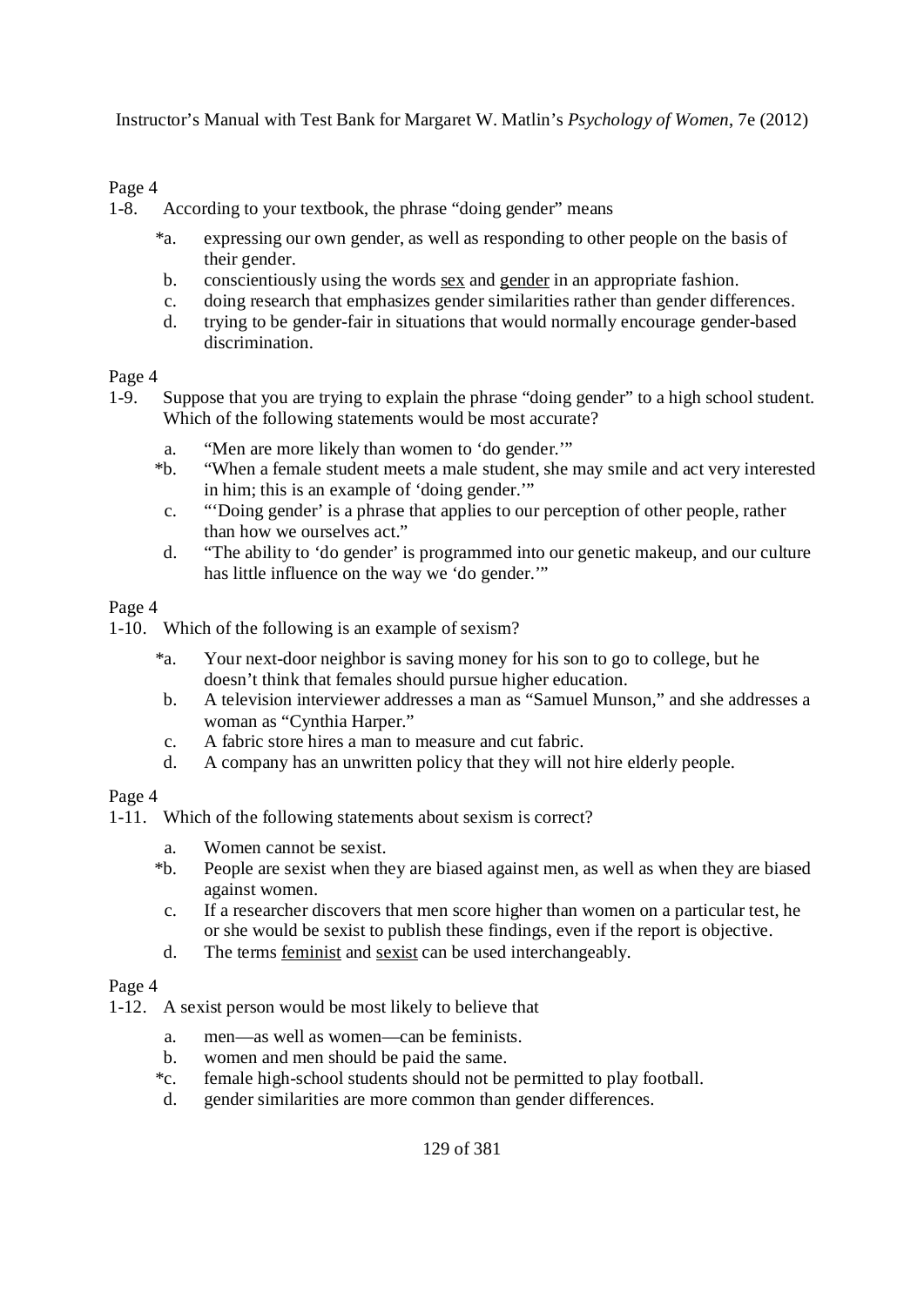Page 4

1-8. According to your textbook, the phrase "doing gender" means

- *a. expressing our own gender, as well as responding to other people on the basis of their gender.
- b. conscientiously using the words sex and gender in an appropriate fashion.
- c. doing research that emphasizes gender similarities rather than gender differences.
- d. trying to be gender-fair in situations that would normally encourage gender-based discrimination.

Page 4

1-9. Suppose that you are trying to explain the phrase "doing gender" to a high school student. Which of the following statements would be most accurate?

- a. "Men are more likely than women to 'do gender.'"
- *b. "When a female student meets a male student, she may smile and act very interested in him; this is an example of 'doing gender.'"
- c. "'Doing gender' is a phrase that applies to our perception of other people, rather than how we ourselves act."
- d. "The ability to 'do gender' is programmed into our genetic makeup, and our culture has little influence on the way we 'do gender.'"

Page 4

1-10. Which of the following is an example of sexism?

- *a. Your next-door neighbor is saving money for his son to go to college, but he doesn't think that females should pursue higher education.
- b. A television interviewer addresses a man as "Samuel Munson," and she addresses a woman as "Cynthia Harper."
- c. A fabric store hires a man to measure and cut fabric.
- d. A company has an unwritten policy that they will not hire elderly people.

Page 4

1-11. Which of the following statements about sexism is correct?

- a. Women cannot be sexist.
- *b. People are sexist when they are biased against men, as well as when they are biased against women.
- c. If a researcher discovers that men score higher than women on a particular test, he or she would be sexist to publish these findings, even if the report is objective.
- d. The terms feminist and sexist can be used interchangeably.

Page 4

1-12. A sexist person would be most likely to believe that

- a. men—as well as women—can be feminists.
- b. women and men should be paid the same.
- *c. female high-school students should not be permitted to play football.
- d. gender similarities are more common than gender differences.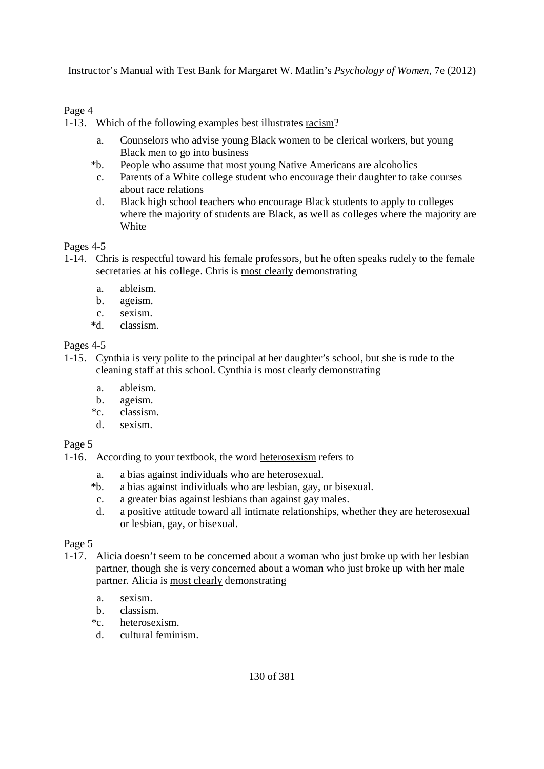Page 4

1-13. Which of the following examples best illustrates <u>racism</u>?

   a. Counselors who advise young Black women to be clerical workers, but young Black men to go into business
   *b. People who assume that most young Native Americans are alcoholics
   c. Parents of a White college student who encourage their daughter to take courses about race relations
   d. Black high school teachers who encourage Black students to apply to colleges where the majority of students are Black, as well as colleges where the majority are White

Pages 4-5

1-14. Chris is respectful toward his female professors, but he often speaks rudely to the female secretaries at his college. Chris is <u>most clearly</u> demonstrating

   a. ableism.
   b. ageism.
   c. sexism.
   *d. classism.

Pages 4-5

1-15. Cynthia is very polite to the principal at her daughter's school, but she is rude to the cleaning staff at this school. Cynthia is <u>most clearly</u> demonstrating

   a. ableism.
   b. ageism.
   *c. classism.
   d. sexism.

Page 5

1-16. According to your textbook, the word <u>heterosexism</u> refers to

   a. a bias against individuals who are heterosexual.
   *b. a bias against individuals who are lesbian, gay, or bisexual.
   c. a greater bias against lesbians than against gay males.
   d. a positive attitude toward all intimate relationships, whether they are heterosexual or lesbian, gay, or bisexual.

Page 5

1-17. Alicia doesn't seem to be concerned about a woman who just broke up with her lesbian partner, though she is very concerned about a woman who just broke up with her male partner. Alicia is <u>most clearly</u> demonstrating

   a. sexism.
   b. classism.
   *c. heterosexism.
   d. cultural feminism.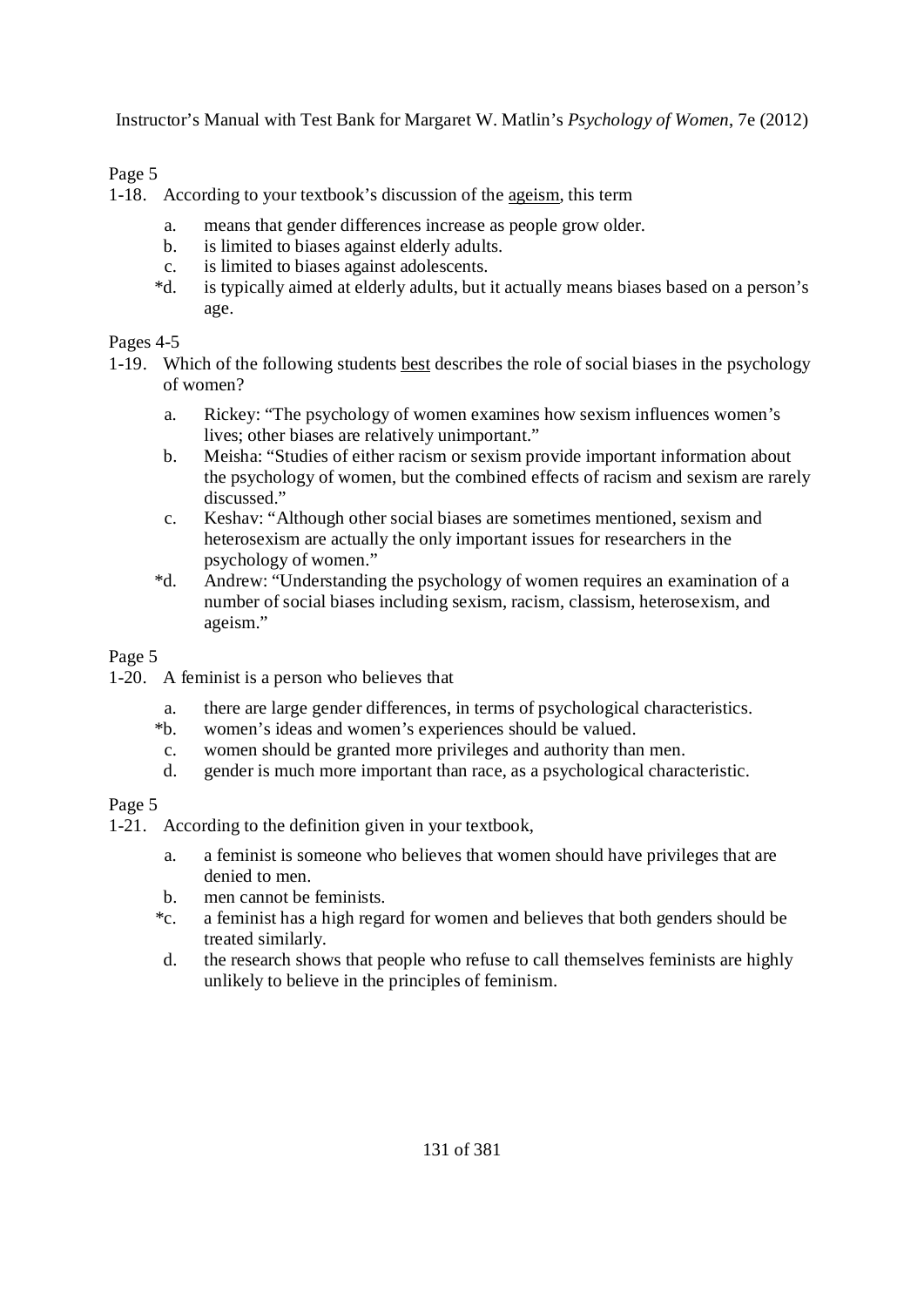Page 5

1-18. According to your textbook's discussion of the <u>ageism</u>, this term

a. means that gender differences increase as people grow older.
b. is limited to biases against elderly adults.
c. is limited to biases against adolescents.
*d. is typically aimed at elderly adults, but it actually means biases based on a person's age.

Pages 4-5

1-19. Which of the following students <u>best</u> describes the role of social biases in the psychology of women?

a. Rickey: "The psychology of women examines how sexism influences women's lives; other biases are relatively unimportant."
b. Meisha: "Studies of either racism or sexism provide important information about the psychology of women, but the combined effects of racism and sexism are rarely discussed."
c. Keshav: "Although other social biases are sometimes mentioned, sexism and heterosexism are actually the only important issues for researchers in the psychology of women."
*d. Andrew: "Understanding the psychology of women requires an examination of a number of social biases including sexism, racism, classism, heterosexism, and ageism."

Page 5

1-20. A feminist is a person who believes that

a. there are large gender differences, in terms of psychological characteristics.
*b. women's ideas and women's experiences should be valued.
c. women should be granted more privileges and authority than men.
d. gender is much more important than race, as a psychological characteristic.

Page 5

1-21. According to the definition given in your textbook,

a. a feminist is someone who believes that women should have privileges that are denied to men.
b. men cannot be feminists.
*c. a feminist has a high regard for women and believes that both genders should be treated similarly.
d. the research shows that people who refuse to call themselves feminists are highly unlikely to believe in the principles of feminism.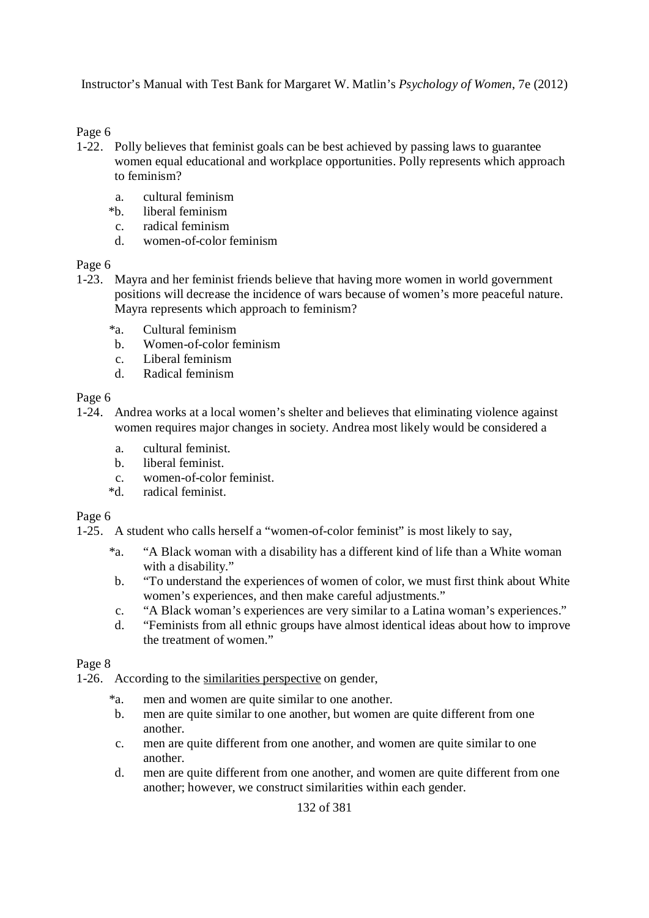Page 6

1-22. Polly believes that feminist goals can be best achieved by passing laws to guarantee women equal educational and workplace opportunities. Polly represents which approach to feminism?

- a. cultural feminism
- *b. liberal feminism
- c. radical feminism
- d. women-of-color feminism

Page 6

1-23. Mayra and her feminist friends believe that having more women in world government positions will decrease the incidence of wars because of women's more peaceful nature. Mayra represents which approach to feminism?

- *a. Cultural feminism
- b. Women-of-color feminism
- c. Liberal feminism
- d. Radical feminism

Page 6

1-24. Andrea works at a local women's shelter and believes that eliminating violence against women requires major changes in society. Andrea most likely would be considered a

- a. cultural feminist.
- b. liberal feminist.
- c. women-of-color feminist.
- *d. radical feminist.

Page 6

1-25. A student who calls herself a "women-of-color feminist" is most likely to say,

- *a. "A Black woman with a disability has a different kind of life than a White woman with a disability."
- b. "To understand the experiences of women of color, we must first think about White women's experiences, and then make careful adjustments."
- c. "A Black woman's experiences are very similar to a Latina woman's experiences."
- d. "Feminists from all ethnic groups have almost identical ideas about how to improve the treatment of women."

Page 8

1-26. According to the <u>similarities perspective</u> on gender,

- *a. men and women are quite similar to one another.
- b. men are quite similar to one another, but women are quite different from one another.
- c. men are quite different from one another, and women are quite similar to one another.
- d. men are quite different from one another, and women are quite different from one another; however, we construct similarities within each gender.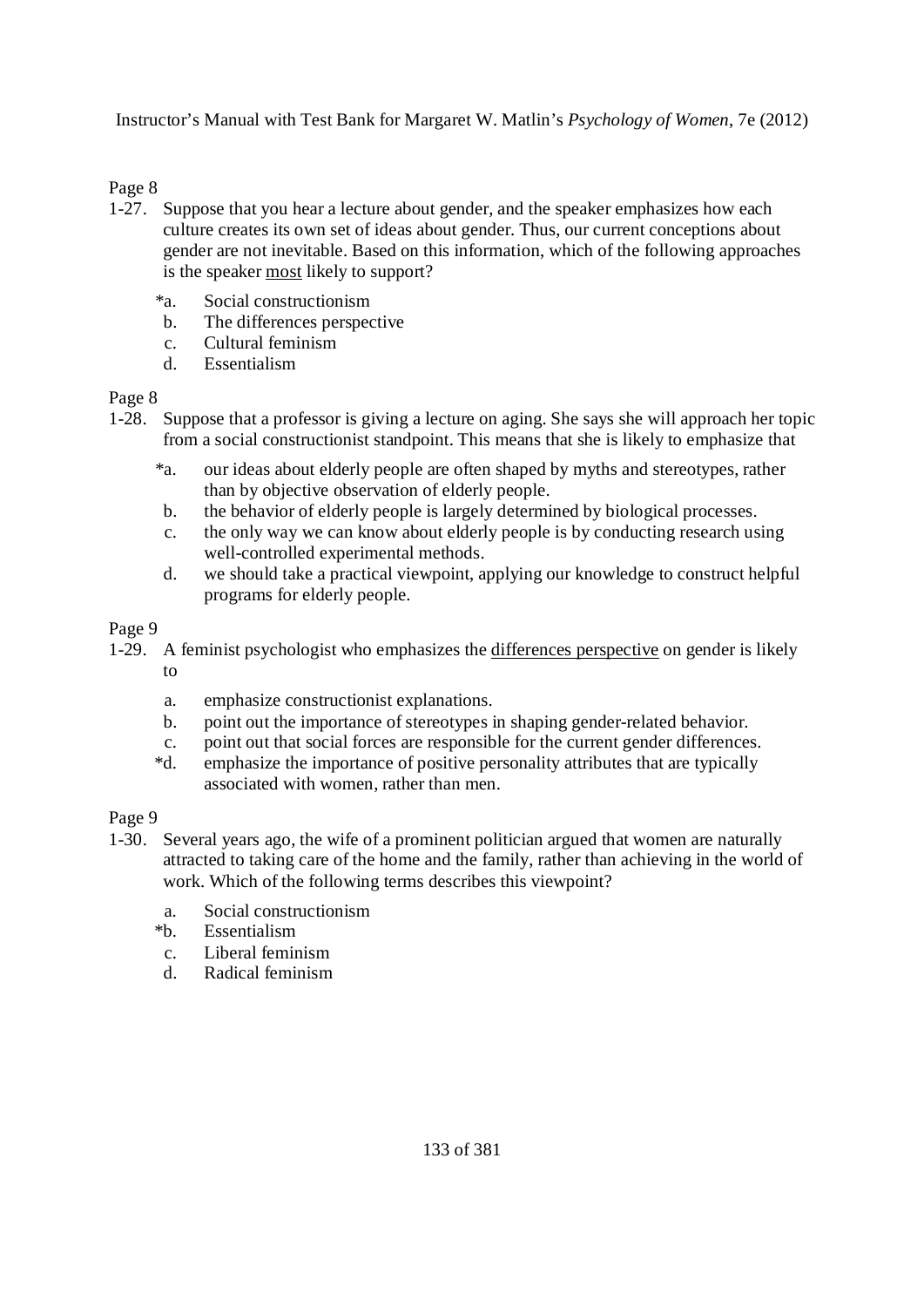Page 8

1-27. Suppose that you hear a lecture about gender, and the speaker emphasizes how each culture creates its own set of ideas about gender. Thus, our current conceptions about gender are not inevitable. Based on this information, which of the following approaches is the speaker <u>most</u> likely to support?

- *a. Social constructionism
- b. The differences perspective
- c. Cultural feminism
- d. Essentialism

Page 8

1-28. Suppose that a professor is giving a lecture on aging. She says she will approach her topic from a social constructionist standpoint. This means that she is likely to emphasize that

- *a. our ideas about elderly people are often shaped by myths and stereotypes, rather than by objective observation of elderly people.
- b. the behavior of elderly people is largely determined by biological processes.
- c. the only way we can know about elderly people is by conducting research using well-controlled experimental methods.
- d. we should take a practical viewpoint, applying our knowledge to construct helpful programs for elderly people.

Page 9

1-29. A feminist psychologist who emphasizes the <u>differences perspective</u> on gender is likely to

- a. emphasize constructionist explanations.
- b. point out the importance of stereotypes in shaping gender-related behavior.
- c. point out that social forces are responsible for the current gender differences.
- *d. emphasize the importance of positive personality attributes that are typically associated with women, rather than men.

Page 9

1-30. Several years ago, the wife of a prominent politician argued that women are naturally attracted to taking care of the home and the family, rather than achieving in the world of work. Which of the following terms describes this viewpoint?

- a. Social constructionism
- *b. Essentialism
- c. Liberal feminism
- d. Radical feminism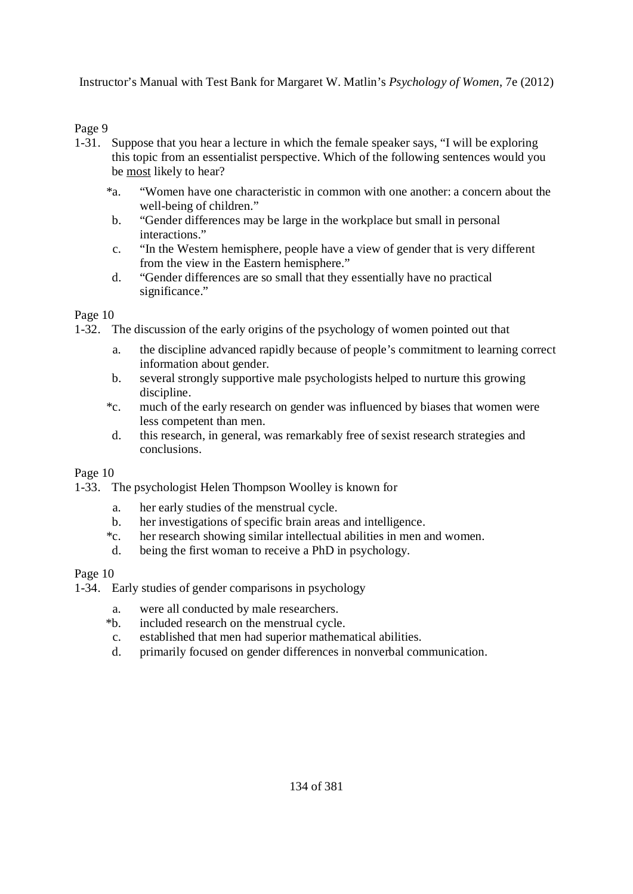Page 9

1-31. Suppose that you hear a lecture in which the female speaker says, "I will be exploring this topic from an essentialist perspective. Which of the following sentences would you be <u>most</u> likely to hear?

*a. "Women have one characteristic in common with one another: a concern about the well-being of children."
b. "Gender differences may be large in the workplace but small in personal interactions."
c. "In the Western hemisphere, people have a view of gender that is very different from the view in the Eastern hemisphere."
d. "Gender differences are so small that they essentially have no practical significance."

Page 10

1-32. The discussion of the early origins of the psychology of women pointed out that

a. the discipline advanced rapidly because of people's commitment to learning correct information about gender.
b. several strongly supportive male psychologists helped to nurture this growing discipline.
*c. much of the early research on gender was influenced by biases that women were less competent than men.
d. this research, in general, was remarkably free of sexist research strategies and conclusions.

Page 10

1-33. The psychologist Helen Thompson Woolley is known for

a. her early studies of the menstrual cycle.
b. her investigations of specific brain areas and intelligence.
*c. her research showing similar intellectual abilities in men and women.
d. being the first woman to receive a PhD in psychology.

Page 10

1-34. Early studies of gender comparisons in psychology

a. were all conducted by male researchers.
*b. included research on the menstrual cycle.
c. established that men had superior mathematical abilities.
d. primarily focused on gender differences in nonverbal communication.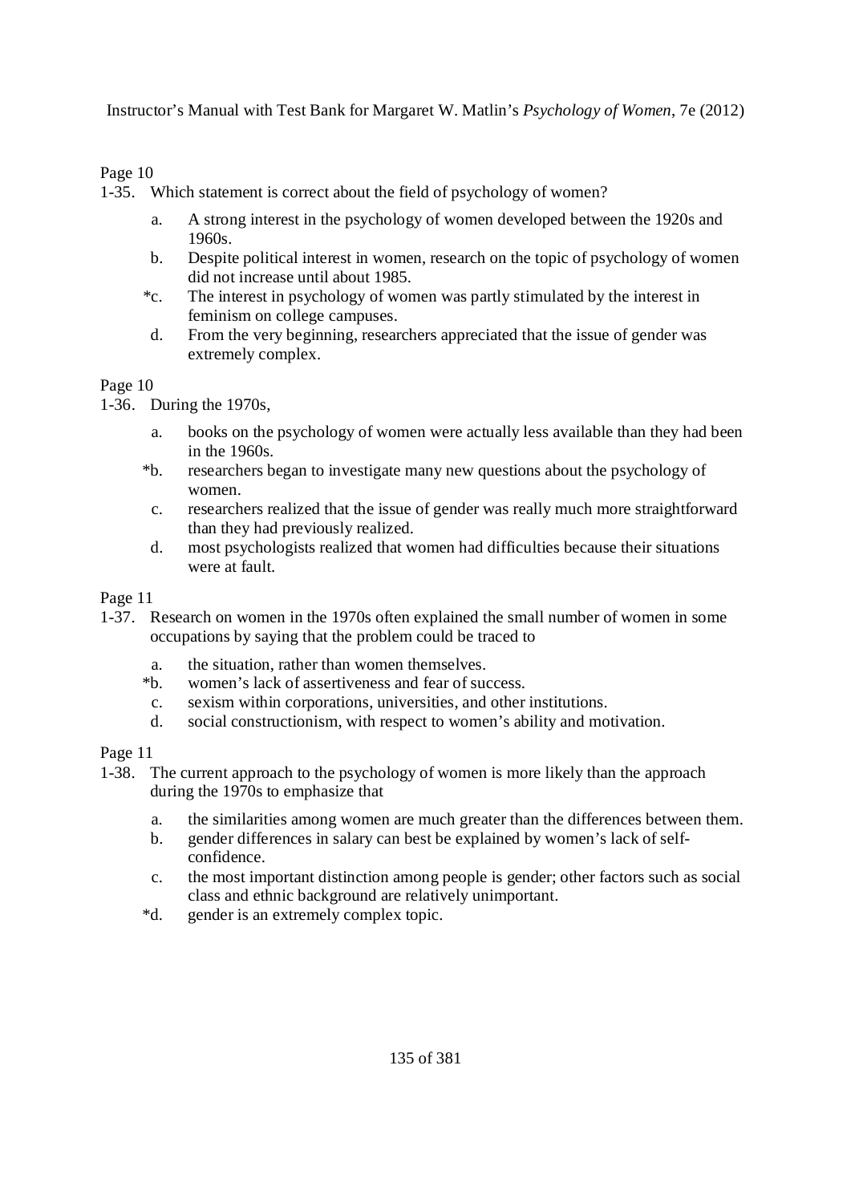Page 10

1-35. Which statement is correct about the field of psychology of women?

a. A strong interest in the psychology of women developed between the 1920s and 1960s.
b. Despite political interest in women, research on the topic of psychology of women did not increase until about 1985.
*c. The interest in psychology of women was partly stimulated by the interest in feminism on college campuses.
d. From the very beginning, researchers appreciated that the issue of gender was extremely complex.

Page 10

1-36. During the 1970s,

a. books on the psychology of women were actually less available than they had been in the 1960s.
*b. researchers began to investigate many new questions about the psychology of women.
c. researchers realized that the issue of gender was really much more straightforward than they had previously realized.
d. most psychologists realized that women had difficulties because their situations were at fault.

Page 11

1-37. Research on women in the 1970s often explained the small number of women in some occupations by saying that the problem could be traced to

a. the situation, rather than women themselves.
*b. women's lack of assertiveness and fear of success.
c. sexism within corporations, universities, and other institutions.
d. social constructionism, with respect to women's ability and motivation.

Page 11

1-38. The current approach to the psychology of women is more likely than the approach during the 1970s to emphasize that

a. the similarities among women are much greater than the differences between them.
b. gender differences in salary can best be explained by women's lack of self-confidence.
c. the most important distinction among people is gender; other factors such as social class and ethnic background are relatively unimportant.
*d. gender is an extremely complex topic.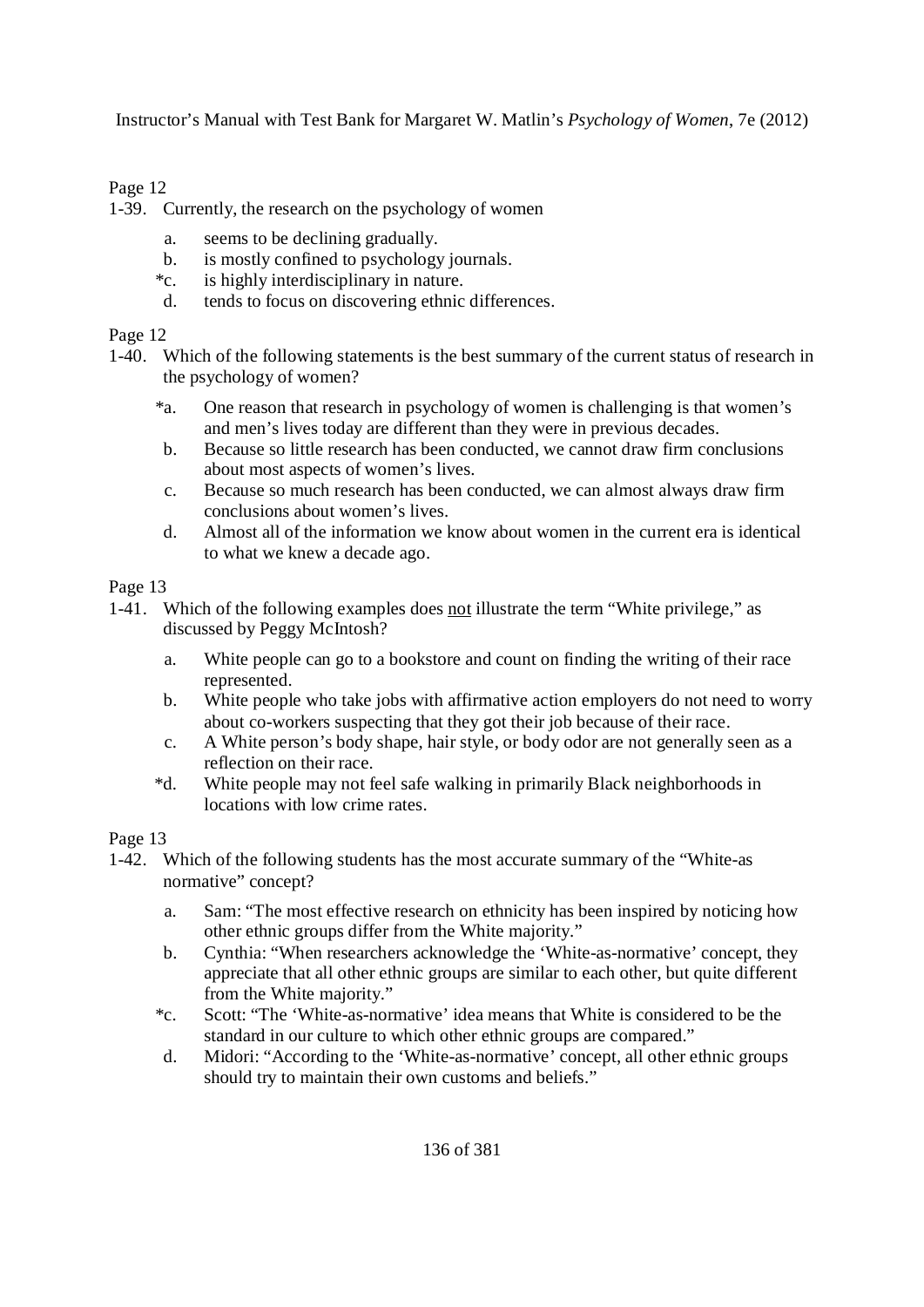Page 12

1-39. Currently, the research on the psychology of women

  a. seems to be declining gradually.
  b. is mostly confined to psychology journals.
  *c. is highly interdisciplinary in nature.
  d. tends to focus on discovering ethnic differences.

Page 12

1-40. Which of the following statements is the best summary of the current status of research in the psychology of women?

  *a. One reason that research in psychology of women is challenging is that women's and men's lives today are different than they were in previous decades.
  b. Because so little research has been conducted, we cannot draw firm conclusions about most aspects of women's lives.
  c. Because so much research has been conducted, we can almost always draw firm conclusions about women's lives.
  d. Almost all of the information we know about women in the current era is identical to what we knew a decade ago.

Page 13

1-41. Which of the following examples does <u>not</u> illustrate the term "White privilege," as discussed by Peggy McIntosh?

  a. White people can go to a bookstore and count on finding the writing of their race represented.
  b. White people who take jobs with affirmative action employers do not need to worry about co-workers suspecting that they got their job because of their race.
  c. A White person's body shape, hair style, or body odor are not generally seen as a reflection on their race.
  *d. White people may not feel safe walking in primarily Black neighborhoods in locations with low crime rates.

Page 13

1-42. Which of the following students has the most accurate summary of the "White-as normative" concept?

  a. Sam: "The most effective research on ethnicity has been inspired by noticing how other ethnic groups differ from the White majority."
  b. Cynthia: "When researchers acknowledge the 'White-as-normative' concept, they appreciate that all other ethnic groups are similar to each other, but quite different from the White majority."
  *c. Scott: "The 'White-as-normative' idea means that White is considered to be the standard in our culture to which other ethnic groups are compared."
  d. Midori: "According to the 'White-as-normative' concept, all other ethnic groups should try to maintain their own customs and beliefs."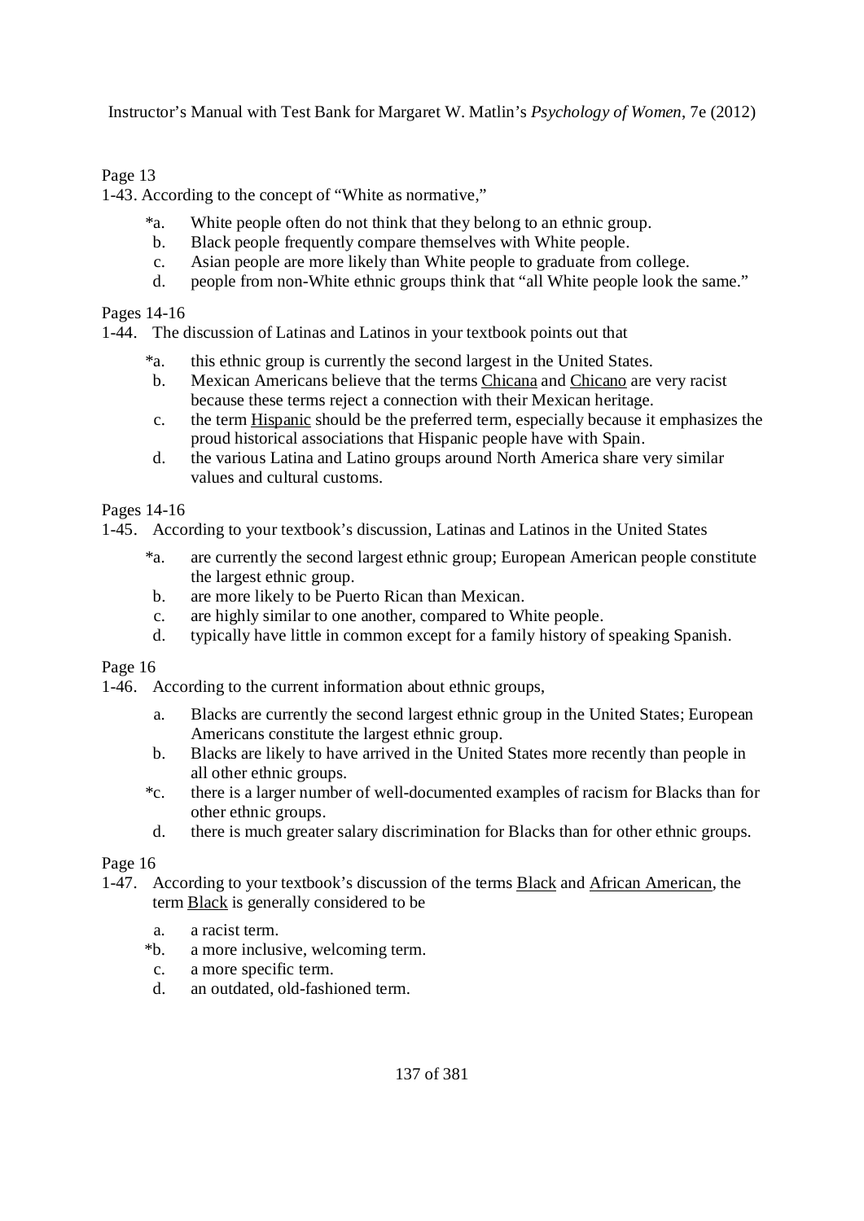Page 13

1-43. According to the concept of "White as normative,"

*a. White people often do not think that they belong to an ethnic group.
b. Black people frequently compare themselves with White people.
c. Asian people are more likely than White people to graduate from college.
d. people from non-White ethnic groups think that "all White people look the same."

Pages 14-16

1-44. The discussion of Latinas and Latinos in your textbook points out that

*a. this ethnic group is currently the second largest in the United States.
b. Mexican Americans believe that the terms <u>Chicana</u> and <u>Chicano</u> are very racist because these terms reject a connection with their Mexican heritage.
c. the term <u>Hispanic</u> should be the preferred term, especially because it emphasizes the proud historical associations that Hispanic people have with Spain.
d. the various Latina and Latino groups around North America share very similar values and cultural customs.

Pages 14-16

1-45. According to your textbook's discussion, Latinas and Latinos in the United States

*a. are currently the second largest ethnic group; European American people constitute the largest ethnic group.
b. are more likely to be Puerto Rican than Mexican.
c. are highly similar to one another, compared to White people.
d. typically have little in common except for a family history of speaking Spanish.

Page 16

1-46. According to the current information about ethnic groups,

a. Blacks are currently the second largest ethnic group in the United States; European Americans constitute the largest ethnic group.
b. Blacks are likely to have arrived in the United States more recently than people in all other ethnic groups.
*c. there is a larger number of well-documented examples of racism for Blacks than for other ethnic groups.
d. there is much greater salary discrimination for Blacks than for other ethnic groups.

Page 16

1-47. According to your textbook's discussion of the terms <u>Black</u> and <u>African American</u>, the term <u>Black</u> is generally considered to be

a. a racist term.
*b. a more inclusive, welcoming term.
c. a more specific term.
d. an outdated, old-fashioned term.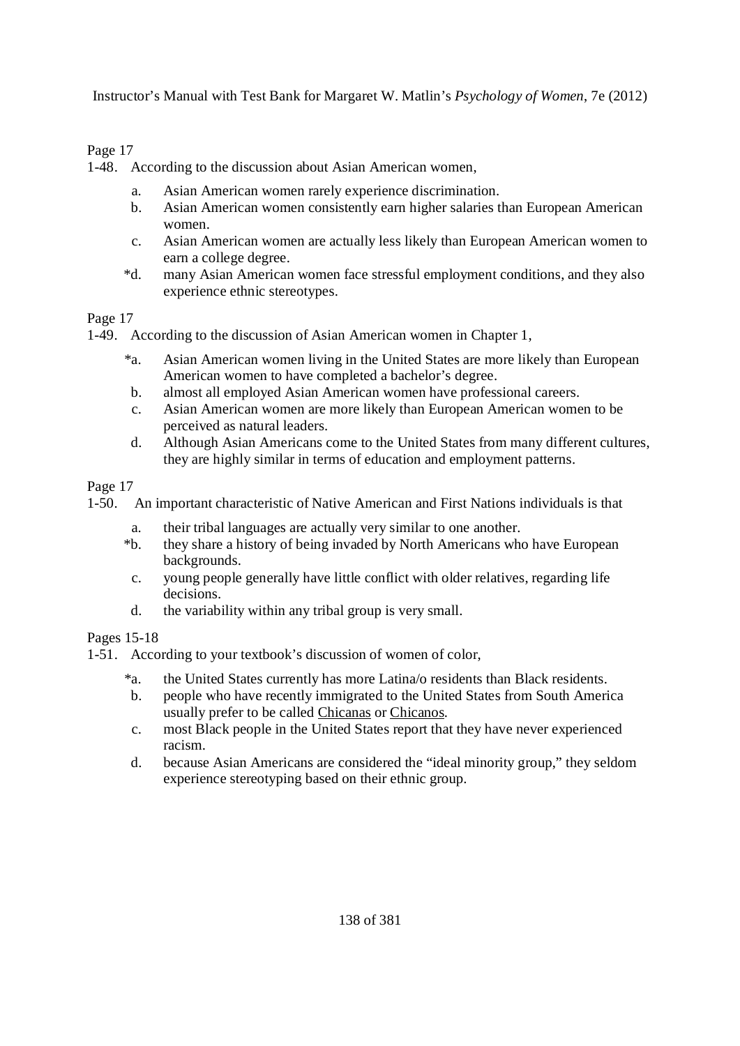Page 17

1-48. According to the discussion about Asian American women,

a. Asian American women rarely experience discrimination.
b. Asian American women consistently earn higher salaries than European American women.
c. Asian American women are actually less likely than European American women to earn a college degree.
*d. many Asian American women face stressful employment conditions, and they also experience ethnic stereotypes.

Page 17

1-49. According to the discussion of Asian American women in Chapter 1,

*a. Asian American women living in the United States are more likely than European American women to have completed a bachelor's degree.
b. almost all employed Asian American women have professional careers.
c. Asian American women are more likely than European American women to be perceived as natural leaders.
d. Although Asian Americans come to the United States from many different cultures, they are highly similar in terms of education and employment patterns.

Page 17

1-50. An important characteristic of Native American and First Nations individuals is that

a. their tribal languages are actually very similar to one another.
*b. they share a history of being invaded by North Americans who have European backgrounds.
c. young people generally have little conflict with older relatives, regarding life decisions.
d. the variability within any tribal group is very small.

Pages 15-18

1-51. According to your textbook's discussion of women of color,

*a. the United States currently has more Latina/o residents than Black residents.
b. people who have recently immigrated to the United States from South America usually prefer to be called Chicanas or Chicanos.
c. most Black people in the United States report that they have never experienced racism.
d. because Asian Americans are considered the "ideal minority group," they seldom experience stereotyping based on their ethnic group.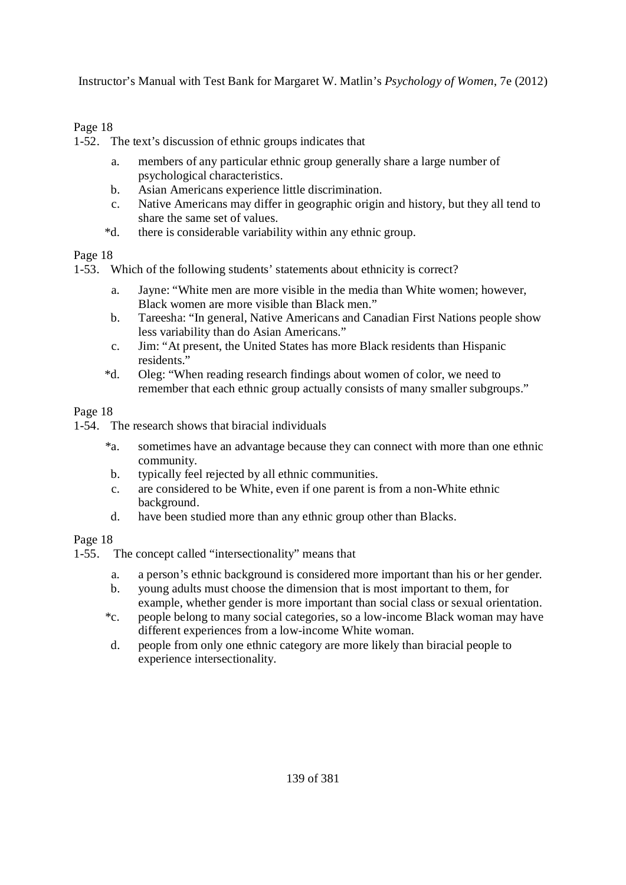Page 18

1-52. The text's discussion of ethnic groups indicates that

a. members of any particular ethnic group generally share a large number of psychological characteristics.
b. Asian Americans experience little discrimination.
c. Native Americans may differ in geographic origin and history, but they all tend to share the same set of values.
*d. there is considerable variability within any ethnic group.

Page 18

1-53. Which of the following students' statements about ethnicity is correct?

a. Jayne: "White men are more visible in the media than White women; however, Black women are more visible than Black men."
b. Tareesha: "In general, Native Americans and Canadian First Nations people show less variability than do Asian Americans."
c. Jim: "At present, the United States has more Black residents than Hispanic residents."
*d. Oleg: "When reading research findings about women of color, we need to remember that each ethnic group actually consists of many smaller subgroups."

Page 18

1-54. The research shows that biracial individuals

*a. sometimes have an advantage because they can connect with more than one ethnic community.
b. typically feel rejected by all ethnic communities.
c. are considered to be White, even if one parent is from a non-White ethnic background.
d. have been studied more than any ethnic group other than Blacks.

Page 18

1-55. The concept called "intersectionality" means that

a. a person's ethnic background is considered more important than his or her gender.
b. young adults must choose the dimension that is most important to them, for example, whether gender is more important than social class or sexual orientation.
*c. people belong to many social categories, so a low-income Black woman may have different experiences from a low-income White woman.
d. people from only one ethnic category are more likely than biracial people to experience intersectionality.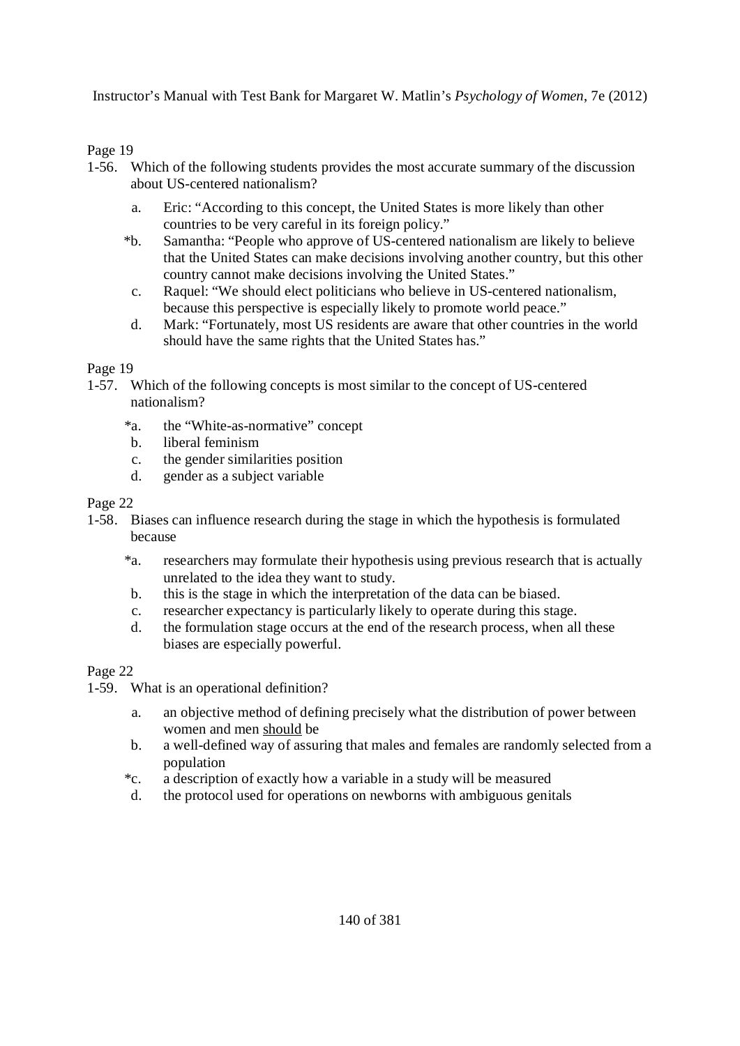Page 19

1-56. Which of the following students provides the most accurate summary of the discussion about US-centered nationalism?

   a. Eric: "According to this concept, the United States is more likely than other countries to be very careful in its foreign policy."
   *b. Samantha: "People who approve of US-centered nationalism are likely to believe that the United States can make decisions involving another country, but this other country cannot make decisions involving the United States."
   c. Raquel: "We should elect politicians who believe in US-centered nationalism, because this perspective is especially likely to promote world peace."
   d. Mark: "Fortunately, most US residents are aware that other countries in the world should have the same rights that the United States has."

Page 19

1-57. Which of the following concepts is most similar to the concept of US-centered nationalism?

   *a. the "White-as-normative" concept
   b. liberal feminism
   c. the gender similarities position
   d. gender as a subject variable

Page 22

1-58. Biases can influence research during the stage in which the hypothesis is formulated because

   *a. researchers may formulate their hypothesis using previous research that is actually unrelated to the idea they want to study.
   b. this is the stage in which the interpretation of the data can be biased.
   c. researcher expectancy is particularly likely to operate during this stage.
   d. the formulation stage occurs at the end of the research process, when all these biases are especially powerful.

Page 22

1-59. What is an operational definition?

   a. an objective method of defining precisely what the distribution of power between women and men <u>should</u> be
   b. a well-defined way of assuring that males and females are randomly selected from a population
   *c. a description of exactly how a variable in a study will be measured
   d. the protocol used for operations on newborns with ambiguous genitals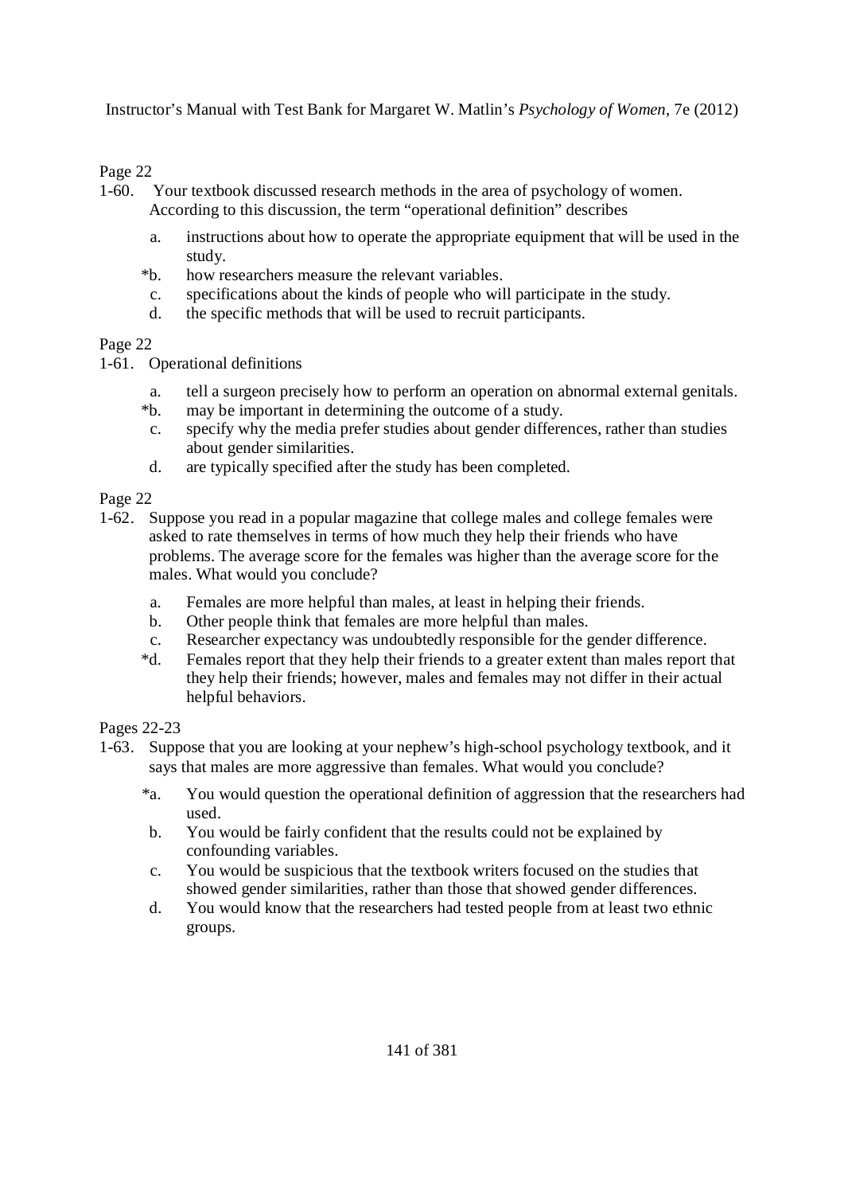Page 22

1-60. Your textbook discussed research methods in the area of psychology of women. According to this discussion, the term "operational definition" describes

a. instructions about how to operate the appropriate equipment that will be used in the study.
*b. how researchers measure the relevant variables.
c. specifications about the kinds of people who will participate in the study.
d. the specific methods that will be used to recruit participants.

Page 22

1-61. Operational definitions

a. tell a surgeon precisely how to perform an operation on abnormal external genitals.
*b. may be important in determining the outcome of a study.
c. specify why the media prefer studies about gender differences, rather than studies about gender similarities.
d. are typically specified after the study has been completed.

Page 22

1-62. Suppose you read in a popular magazine that college males and college females were asked to rate themselves in terms of how much they help their friends who have problems. The average score for the females was higher than the average score for the males. What would you conclude?

a. Females are more helpful than males, at least in helping their friends.
b. Other people think that females are more helpful than males.
c. Researcher expectancy was undoubtedly responsible for the gender difference.
*d. Females report that they help their friends to a greater extent than males report that they help their friends; however, males and females may not differ in their actual helpful behaviors.

Pages 22-23

1-63. Suppose that you are looking at your nephew's high-school psychology textbook, and it says that males are more aggressive than females. What would you conclude?

*a. You would question the operational definition of aggression that the researchers had used.
b. You would be fairly confident that the results could not be explained by confounding variables.
c. You would be suspicious that the textbook writers focused on the studies that showed gender similarities, rather than those that showed gender differences.
d. You would know that the researchers had tested people from at least two ethnic groups.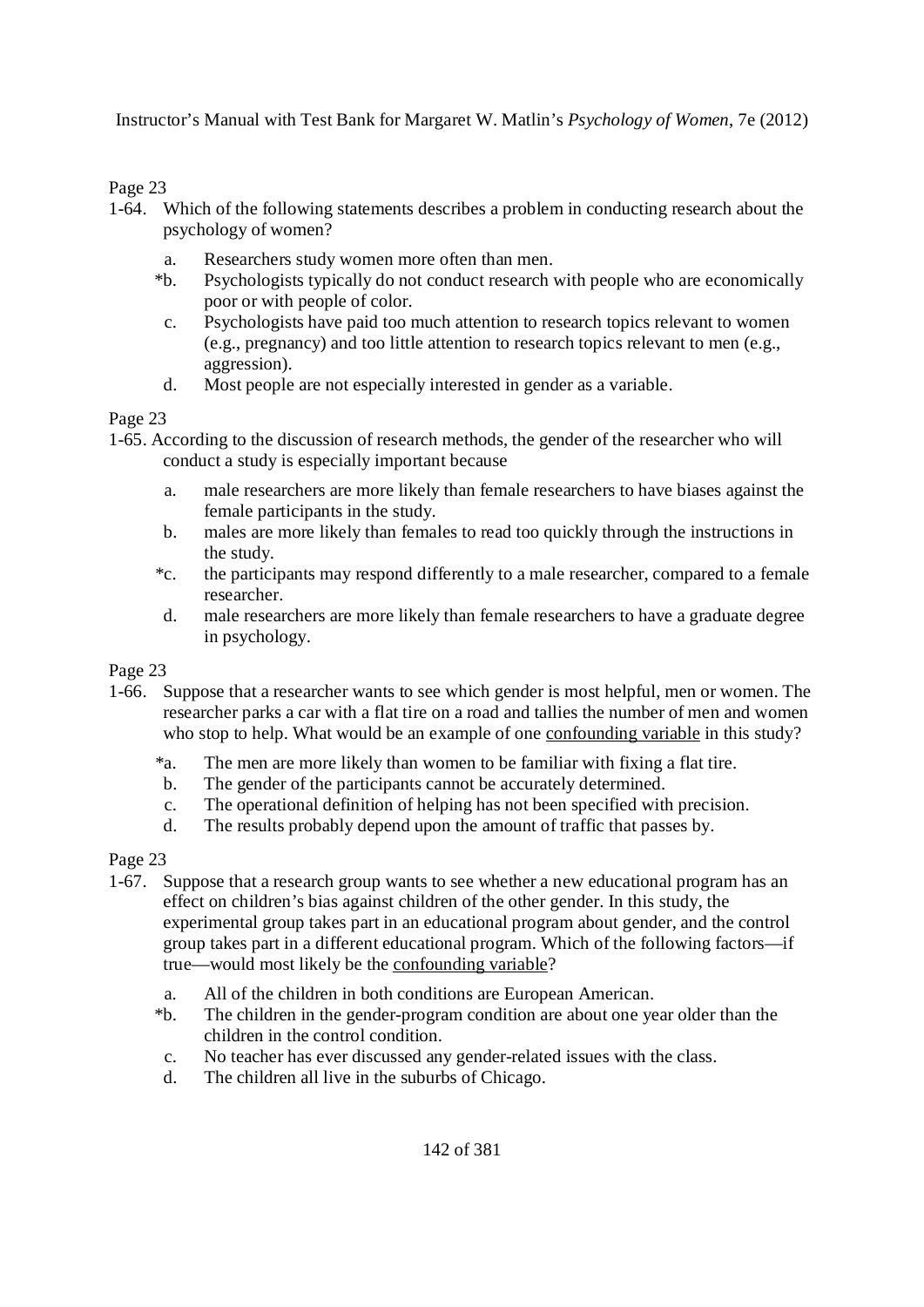Page 23

1-64. Which of the following statements describes a problem in conducting research about the psychology of women?

- a. Researchers study women more often than men.
- *b. Psychologists typically do not conduct research with people who are economically poor or with people of color.
- c. Psychologists have paid too much attention to research topics relevant to women (e.g., pregnancy) and too little attention to research topics relevant to men (e.g., aggression).
- d. Most people are not especially interested in gender as a variable.

Page 23

1-65. According to the discussion of research methods, the gender of the researcher who will conduct a study is especially important because

- a. male researchers are more likely than female researchers to have biases against the female participants in the study.
- b. males are more likely than females to read too quickly through the instructions in the study.
- *c. the participants may respond differently to a male researcher, compared to a female researcher.
- d. male researchers are more likely than female researchers to have a graduate degree in psychology.

Page 23

1-66. Suppose that a researcher wants to see which gender is most helpful, men or women. The researcher parks a car with a flat tire on a road and tallies the number of men and women who stop to help. What would be an example of one <u>confounding variable</u> in this study?

- *a. The men are more likely than women to be familiar with fixing a flat tire.
- b. The gender of the participants cannot be accurately determined.
- c. The operational definition of helping has not been specified with precision.
- d. The results probably depend upon the amount of traffic that passes by.

Page 23

1-67. Suppose that a research group wants to see whether a new educational program has an effect on children's bias against children of the other gender. In this study, the experimental group takes part in an educational program about gender, and the control group takes part in a different educational program. Which of the following factors—if true—would most likely be the <u>confounding variable</u>?

- a. All of the children in both conditions are European American.
- *b. The children in the gender-program condition are about one year older than the children in the control condition.
- c. No teacher has ever discussed any gender-related issues with the class.
- d. The children all live in the suburbs of Chicago.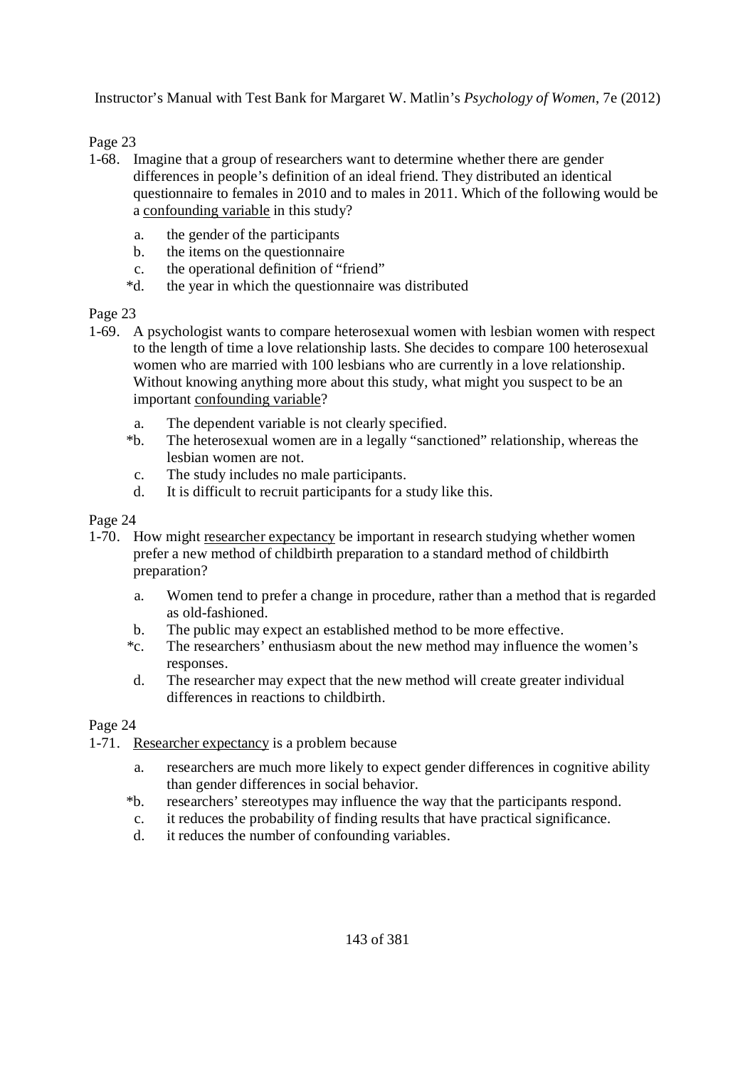Page 23

1-68. Imagine that a group of researchers want to determine whether there are gender differences in people's definition of an ideal friend. They distributed an identical questionnaire to females in 2010 and to males in 2011. Which of the following would be a <u>confounding variable</u> in this study?

- a. the gender of the participants
- b. the items on the questionnaire
- c. the operational definition of "friend"
- *d. the year in which the questionnaire was distributed

Page 23

1-69. A psychologist wants to compare heterosexual women with lesbian women with respect to the length of time a love relationship lasts. She decides to compare 100 heterosexual women who are married with 100 lesbians who are currently in a love relationship. Without knowing anything more about this study, what might you suspect to be an important <u>confounding variable</u>?

- a. The dependent variable is not clearly specified.
- *b. The heterosexual women are in a legally "sanctioned" relationship, whereas the lesbian women are not.
- c. The study includes no male participants.
- d. It is difficult to recruit participants for a study like this.

Page 24

1-70. How might <u>researcher expectancy</u> be important in research studying whether women prefer a new method of childbirth preparation to a standard method of childbirth preparation?

- a. Women tend to prefer a change in procedure, rather than a method that is regarded as old-fashioned.
- b. The public may expect an established method to be more effective.
- *c. The researchers' enthusiasm about the new method may influence the women's responses.
- d. The researcher may expect that the new method will create greater individual differences in reactions to childbirth.

Page 24

1-71. <u>Researcher expectancy</u> is a problem because

- a. researchers are much more likely to expect gender differences in cognitive ability than gender differences in social behavior.
- *b. researchers' stereotypes may influence the way that the participants respond.
- c. it reduces the probability of finding results that have practical significance.
- d. it reduces the number of confounding variables.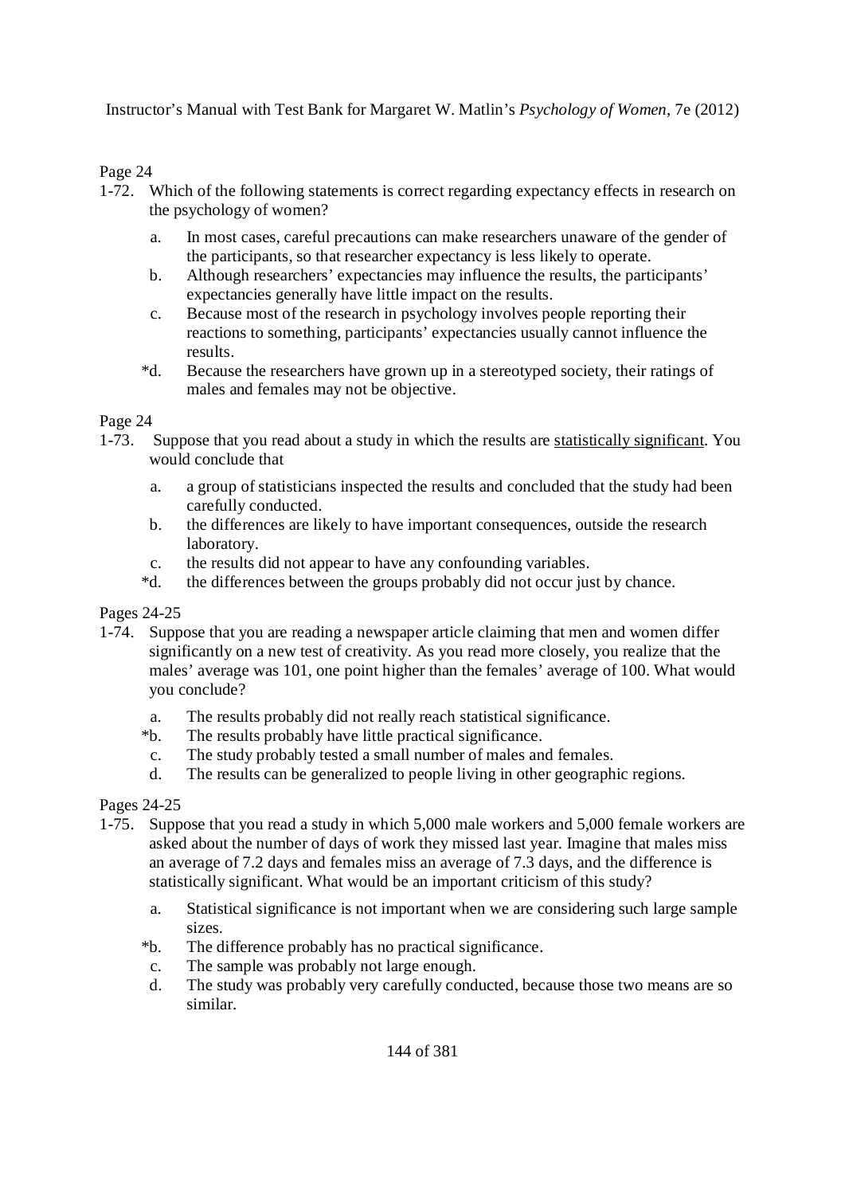Page 24

1-72. Which of the following statements is correct regarding expectancy effects in research on the psychology of women?

a. In most cases, careful precautions can make researchers unaware of the gender of the participants, so that researcher expectancy is less likely to operate.
b. Although researchers' expectancies may influence the results, the participants' expectancies generally have little impact on the results.
c. Because most of the research in psychology involves people reporting their reactions to something, participants' expectancies usually cannot influence the results.
*d. Because the researchers have grown up in a stereotyped society, their ratings of males and females may not be objective.

Page 24

1-73. Suppose that you read about a study in which the results are <u>statistically significant</u>. You would conclude that

a. a group of statisticians inspected the results and concluded that the study had been carefully conducted.
b. the differences are likely to have important consequences, outside the research laboratory.
c. the results did not appear to have any confounding variables.
*d. the differences between the groups probably did not occur just by chance.

Pages 24-25

1-74. Suppose that you are reading a newspaper article claiming that men and women differ significantly on a new test of creativity. As you read more closely, you realize that the males' average was 101, one point higher than the females' average of 100. What would you conclude?

a. The results probably did not really reach statistical significance.
*b. The results probably have little practical significance.
c. The study probably tested a small number of males and females.
d. The results can be generalized to people living in other geographic regions.

Pages 24-25

1-75. Suppose that you read a study in which 5,000 male workers and 5,000 female workers are asked about the number of days of work they missed last year. Imagine that males miss an average of 7.2 days and females miss an average of 7.3 days, and the difference is statistically significant. What would be an important criticism of this study?

a. Statistical significance is not important when we are considering such large sample sizes.
*b. The difference probably has no practical significance.
c. The sample was probably not large enough.
d. The study was probably very carefully conducted, because those two means are so similar.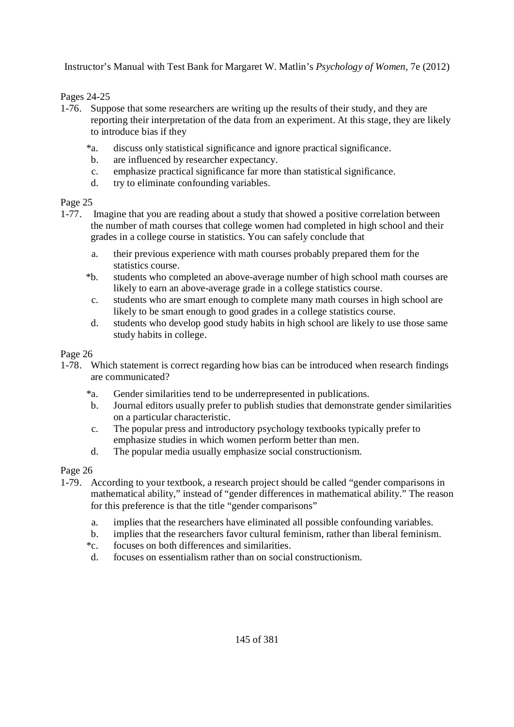Pages 24-25

1-76. Suppose that some researchers are writing up the results of their study, and they are reporting their interpretation of the data from an experiment. At this stage, they are likely to introduce bias if they

*a. discuss only statistical significance and ignore practical significance.
b. are influenced by researcher expectancy.
c. emphasize practical significance far more than statistical significance.
d. try to eliminate confounding variables.

Page 25

1-77. Imagine that you are reading about a study that showed a positive correlation between the number of math courses that college women had completed in high school and their grades in a college course in statistics. You can safely conclude that

a. their previous experience with math courses probably prepared them for the statistics course.
*b. students who completed an above-average number of high school math courses are likely to earn an above-average grade in a college statistics course.
c. students who are smart enough to complete many math courses in high school are likely to be smart enough to good grades in a college statistics course.
d. students who develop good study habits in high school are likely to use those same study habits in college.

Page 26

1-78. Which statement is correct regarding how bias can be introduced when research findings are communicated?

*a. Gender similarities tend to be underrepresented in publications.
b. Journal editors usually prefer to publish studies that demonstrate gender similarities on a particular characteristic.
c. The popular press and introductory psychology textbooks typically prefer to emphasize studies in which women perform better than men.
d. The popular media usually emphasize social constructionism.

Page 26

1-79. According to your textbook, a research project should be called "gender comparisons in mathematical ability," instead of "gender differences in mathematical ability." The reason for this preference is that the title "gender comparisons"

a. implies that the researchers have eliminated all possible confounding variables.
b. implies that the researchers favor cultural feminism, rather than liberal feminism.
*c. focuses on both differences and similarities.
d. focuses on essentialism rather than on social constructionism.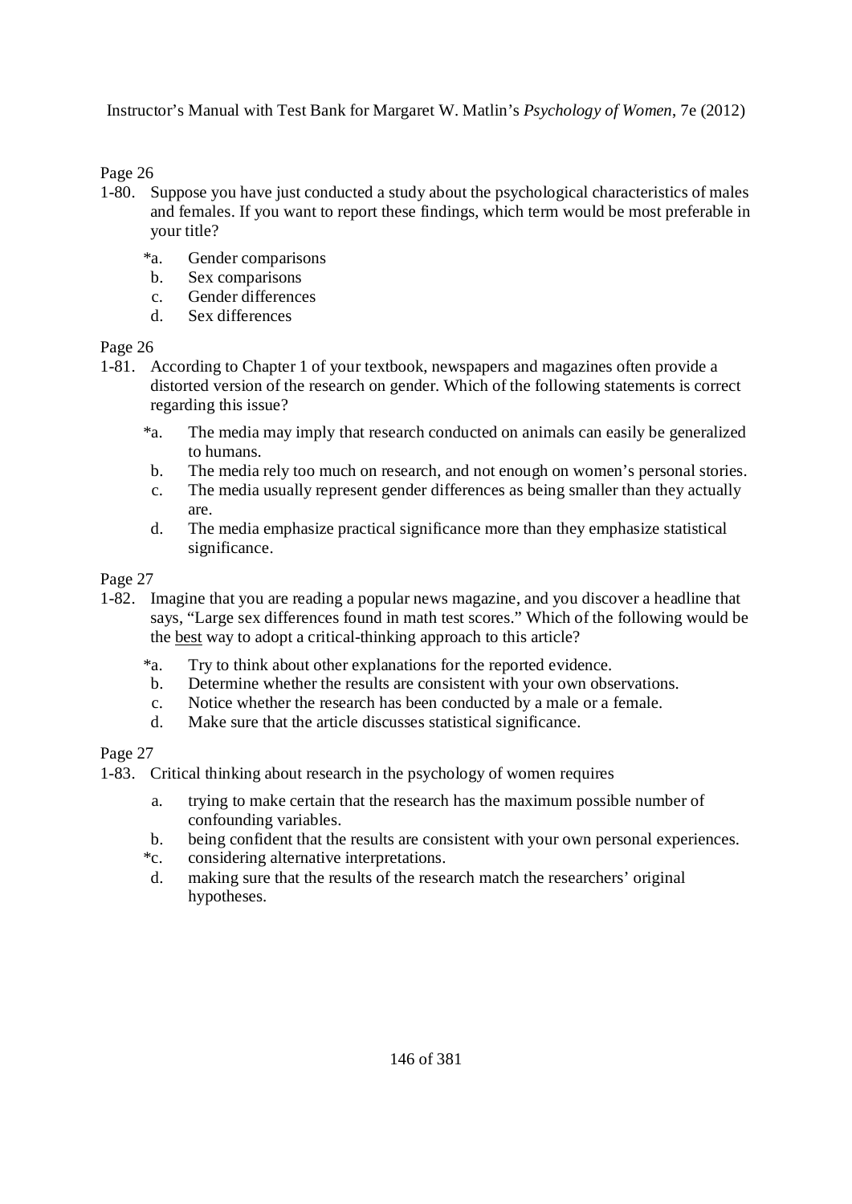Page 26

1-80. Suppose you have just conducted a study about the psychological characteristics of males and females. If you want to report these findings, which term would be most preferable in your title?

- *a. Gender comparisons
- b. Sex comparisons
- c. Gender differences
- d. Sex differences

Page 26

1-81. According to Chapter 1 of your textbook, newspapers and magazines often provide a distorted version of the research on gender. Which of the following statements is correct regarding this issue?

- *a. The media may imply that research conducted on animals can easily be generalized to humans.
- b. The media rely too much on research, and not enough on women's personal stories.
- c. The media usually represent gender differences as being smaller than they actually are.
- d. The media emphasize practical significance more than they emphasize statistical significance.

Page 27

1-82. Imagine that you are reading a popular news magazine, and you discover a headline that says, "Large sex differences found in math test scores." Which of the following would be the <u>best</u> way to adopt a critical-thinking approach to this article?

- *a. Try to think about other explanations for the reported evidence.
- b. Determine whether the results are consistent with your own observations.
- c. Notice whether the research has been conducted by a male or a female.
- d. Make sure that the article discusses statistical significance.

Page 27

1-83. Critical thinking about research in the psychology of women requires

- a. trying to make certain that the research has the maximum possible number of confounding variables.
- b. being confident that the results are consistent with your own personal experiences.
- *c. considering alternative interpretations.
- d. making sure that the results of the research match the researchers' original hypotheses.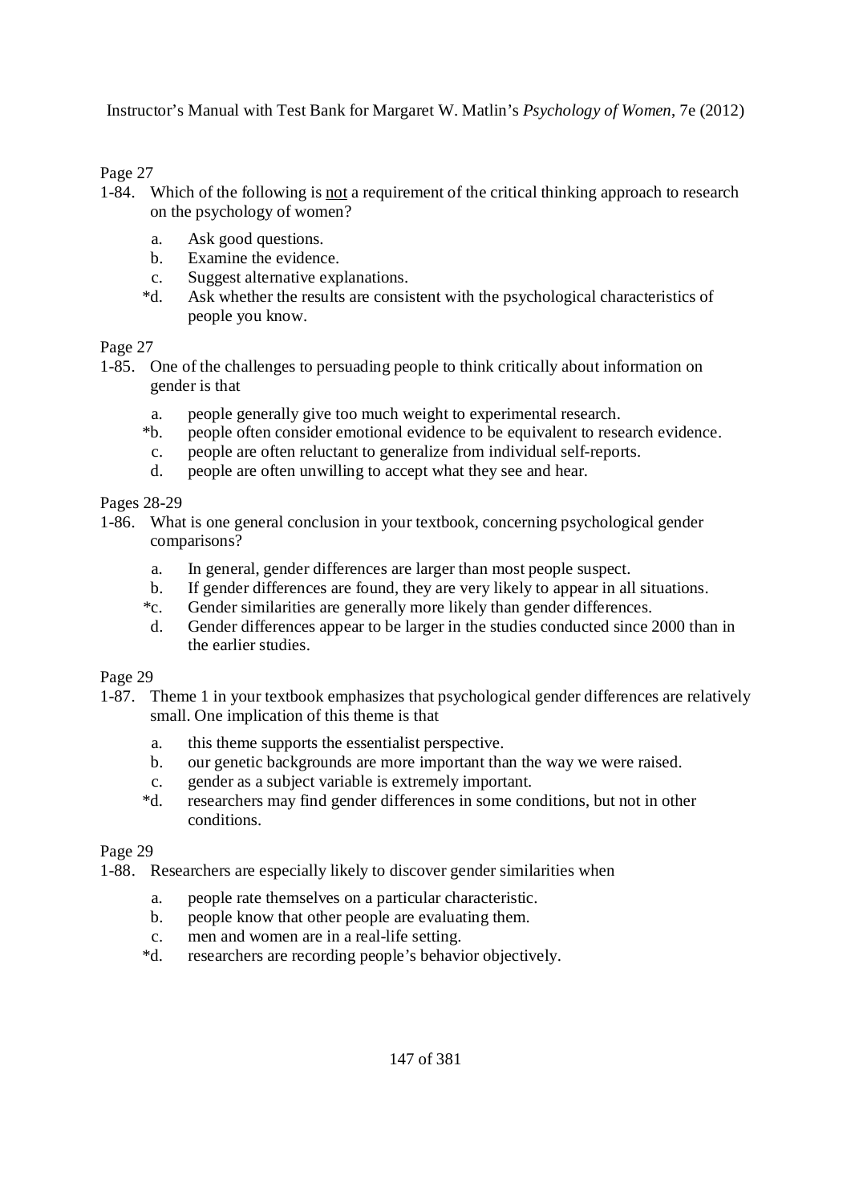Page 27

1-84. Which of the following is <u>not</u> a requirement of the critical thinking approach to research on the psychology of women?

   a. Ask good questions.
   b. Examine the evidence.
   c. Suggest alternative explanations.
   *d. Ask whether the results are consistent with the psychological characteristics of people you know.

Page 27

1-85. One of the challenges to persuading people to think critically about information on gender is that

   a. people generally give too much weight to experimental research.
   *b. people often consider emotional evidence to be equivalent to research evidence.
   c. people are often reluctant to generalize from individual self-reports.
   d. people are often unwilling to accept what they see and hear.

Pages 28-29

1-86. What is one general conclusion in your textbook, concerning psychological gender comparisons?

   a. In general, gender differences are larger than most people suspect.
   b. If gender differences are found, they are very likely to appear in all situations.
   *c. Gender similarities are generally more likely than gender differences.
   d. Gender differences appear to be larger in the studies conducted since 2000 than in the earlier studies.

Page 29

1-87. Theme 1 in your textbook emphasizes that psychological gender differences are relatively small. One implication of this theme is that

   a. this theme supports the essentialist perspective.
   b. our genetic backgrounds are more important than the way we were raised.
   c. gender as a subject variable is extremely important.
   *d. researchers may find gender differences in some conditions, but not in other conditions.

Page 29

1-88. Researchers are especially likely to discover gender similarities when

   a. people rate themselves on a particular characteristic.
   b. people know that other people are evaluating them.
   c. men and women are in a real-life setting.
   *d. researchers are recording people's behavior objectively.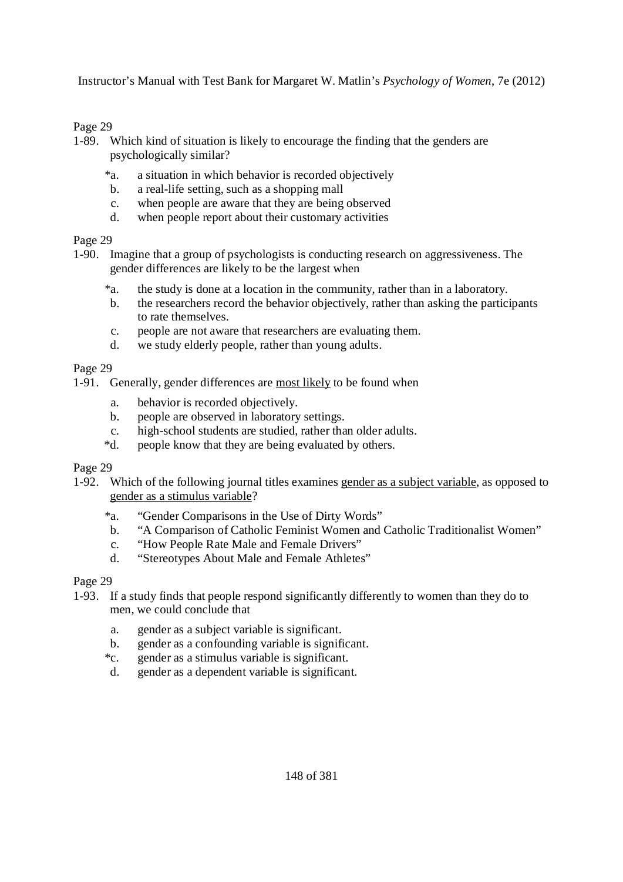Page 29

1-89. Which kind of situation is likely to encourage the finding that the genders are psychologically similar?

*a. a situation in which behavior is recorded objectively
b. a real-life setting, such as a shopping mall
c. when people are aware that they are being observed
d. when people report about their customary activities

Page 29

1-90. Imagine that a group of psychologists is conducting research on aggressiveness. The gender differences are likely to be the largest when

*a. the study is done at a location in the community, rather than in a laboratory.
b. the researchers record the behavior objectively, rather than asking the participants to rate themselves.
c. people are not aware that researchers are evaluating them.
d. we study elderly people, rather than young adults.

Page 29

1-91. Generally, gender differences are <u>most likely</u> to be found when

a. behavior is recorded objectively.
b. people are observed in laboratory settings.
c. high-school students are studied, rather than older adults.
*d. people know that they are being evaluated by others.

Page 29

1-92. Which of the following journal titles examines <u>gender as a subject variable</u>, as opposed to <u>gender as a stimulus variable</u>?

*a. "Gender Comparisons in the Use of Dirty Words"
b. "A Comparison of Catholic Feminist Women and Catholic Traditionalist Women"
c. "How People Rate Male and Female Drivers"
d. "Stereotypes About Male and Female Athletes"

Page 29

1-93. If a study finds that people respond significantly differently to women than they do to men, we could conclude that

a. gender as a subject variable is significant.
b. gender as a confounding variable is significant.
*c. gender as a stimulus variable is significant.
d. gender as a dependent variable is significant.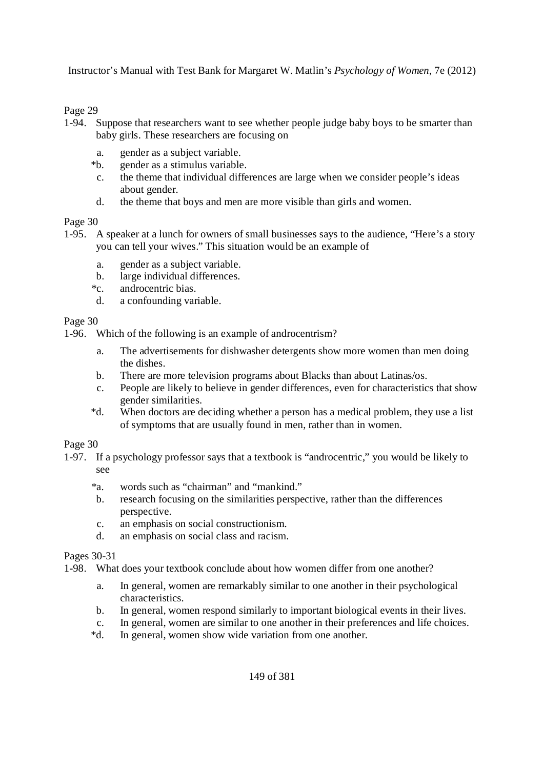Page 29

1-94. Suppose that researchers want to see whether people judge baby boys to be smarter than baby girls. These researchers are focusing on

   a. gender as a subject variable.
   *b. gender as a stimulus variable.
   c. the theme that individual differences are large when we consider people's ideas about gender.
   d. the theme that boys and men are more visible than girls and women.

Page 30

1-95. A speaker at a lunch for owners of small businesses says to the audience, "Here's a story you can tell your wives." This situation would be an example of

   a. gender as a subject variable.
   b. large individual differences.
   *c. androcentric bias.
   d. a confounding variable.

Page 30

1-96. Which of the following is an example of androcentrism?

   a. The advertisements for dishwasher detergents show more women than men doing the dishes.
   b. There are more television programs about Blacks than about Latinas/os.
   c. People are likely to believe in gender differences, even for characteristics that show gender similarities.
   *d. When doctors are deciding whether a person has a medical problem, they use a list of symptoms that are usually found in men, rather than in women.

Page 30

1-97. If a psychology professor says that a textbook is "androcentric," you would be likely to see

   *a. words such as "chairman" and "mankind."
   b. research focusing on the similarities perspective, rather than the differences perspective.
   c. an emphasis on social constructionism.
   d. an emphasis on social class and racism.

Pages 30-31

1-98. What does your textbook conclude about how women differ from one another?

   a. In general, women are remarkably similar to one another in their psychological characteristics.
   b. In general, women respond similarly to important biological events in their lives.
   c. In general, women are similar to one another in their preferences and life choices.
   *d. In general, women show wide variation from one another.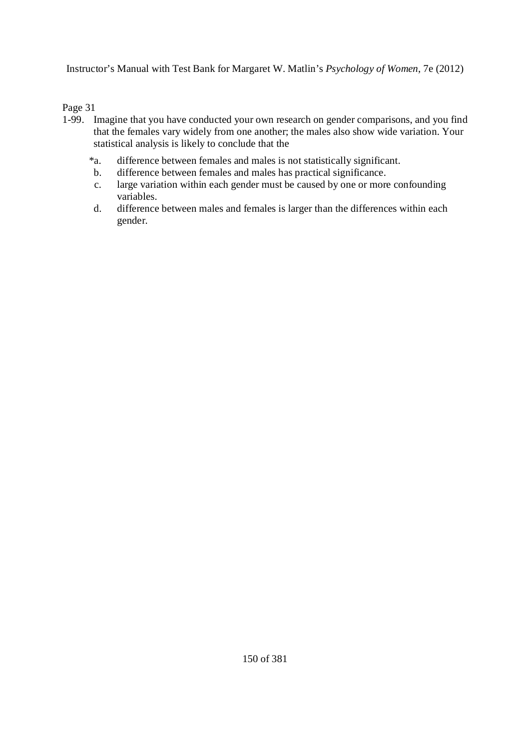Page 31

1-99. Imagine that you have conducted your own research on gender comparisons, and you find that the females vary widely from one another; the males also show wide variation. Your statistical analysis is likely to conclude that the

*a. difference between females and males is not statistically significant.
b. difference between females and males has practical significance.
c. large variation within each gender must be caused by one or more confounding variables.
d. difference between males and females is larger than the differences within each gender.